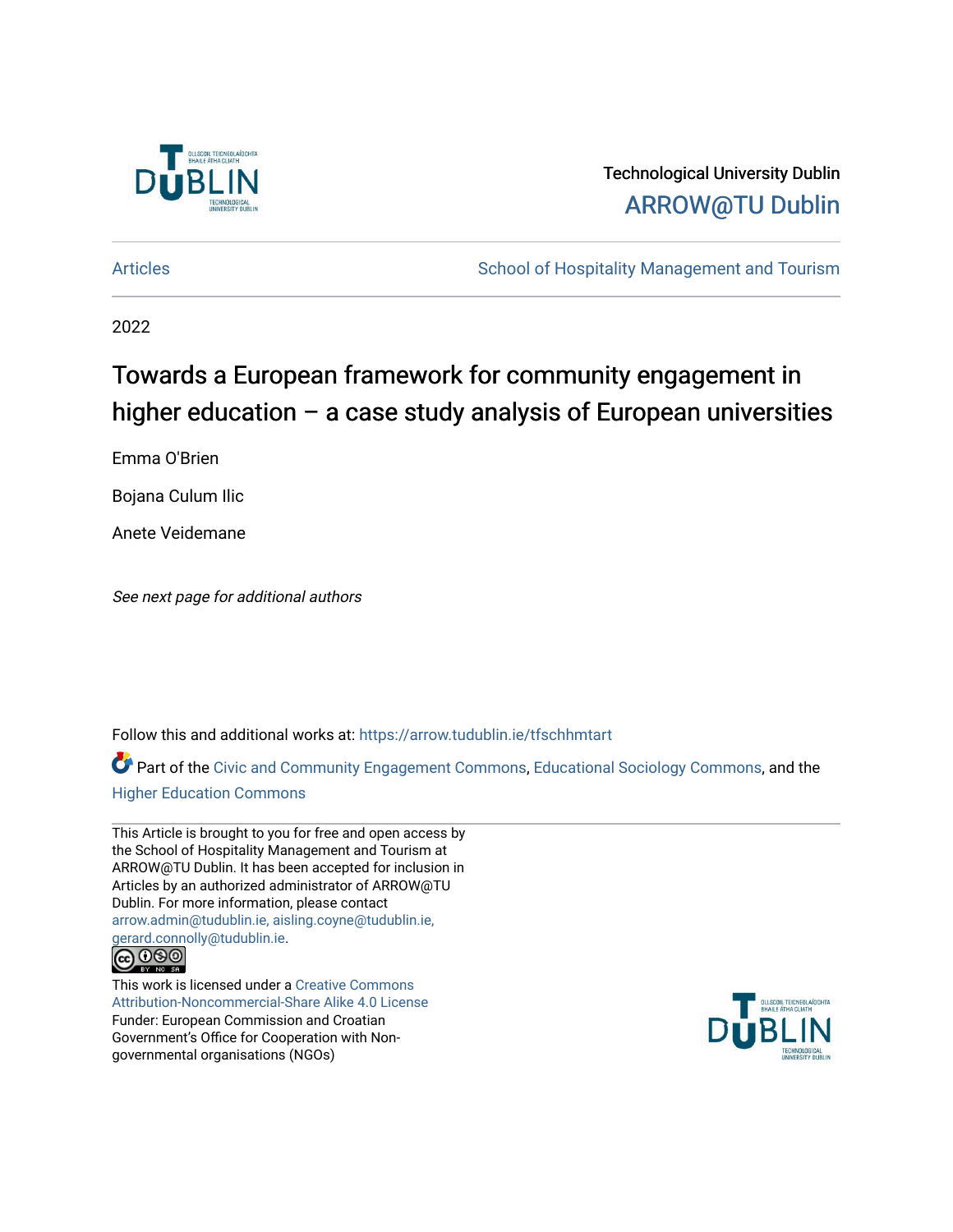Technological University Dublin

ARROW@TU Dublin

Articles | School of Hospitality Management and Tourism

2022

# Towards a European framework for community engagement in higher education – a case study analysis of European universities

Emma O'Brien

Bojana Culum Ilic

Anete Veidemane

*See next page for additional authors*

Follow this and additional works at: https://arrow.tudublin.ie/tfschhmtart

Part of the Civic and Community Engagement Commons, Educational Sociology Commons, and the Higher Education Commons

This Article is brought to you for free and open access by the School of Hospitality Management and Tourism at ARROW@TU Dublin. It has been accepted for inclusion in Articles by an authorized administrator of ARROW@TU Dublin. For more information, please contact arrow.admin@tudublin.ie, aisling.coyne@tudublin.ie, gerard.connolly@tudublin.ie.

This work is licensed under a Creative Commons Attribution-Noncommercial-Share Alike 4.0 License

Funder: European Commission and Croatian Government's Office for Cooperation with Non-governmental organisations (NGOs)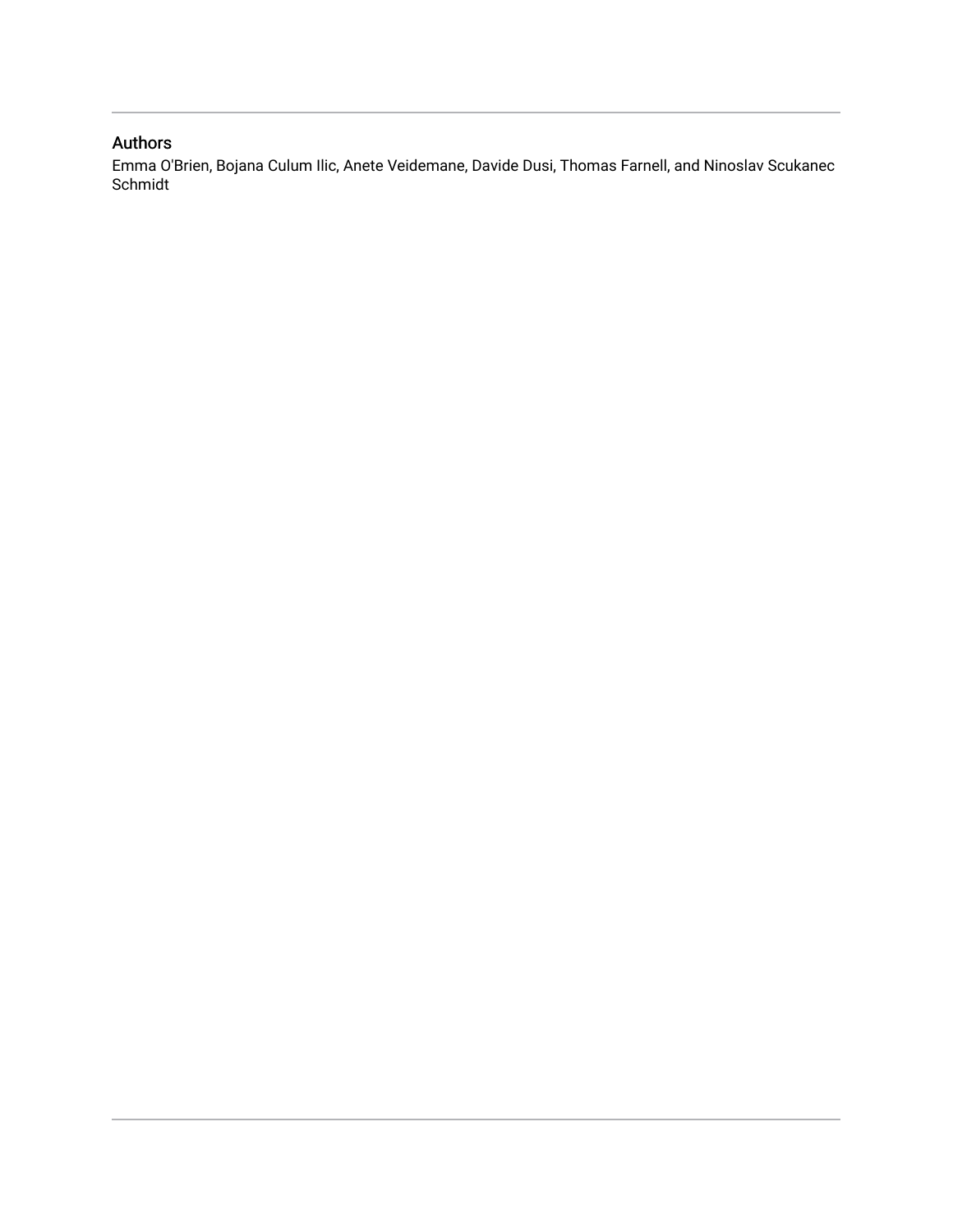## Authors

Emma O'Brien, Bojana Culum Ilic, Anete Veidemane, Davide Dusi, Thomas Farnell, and Ninoslav Scukanec Schmidt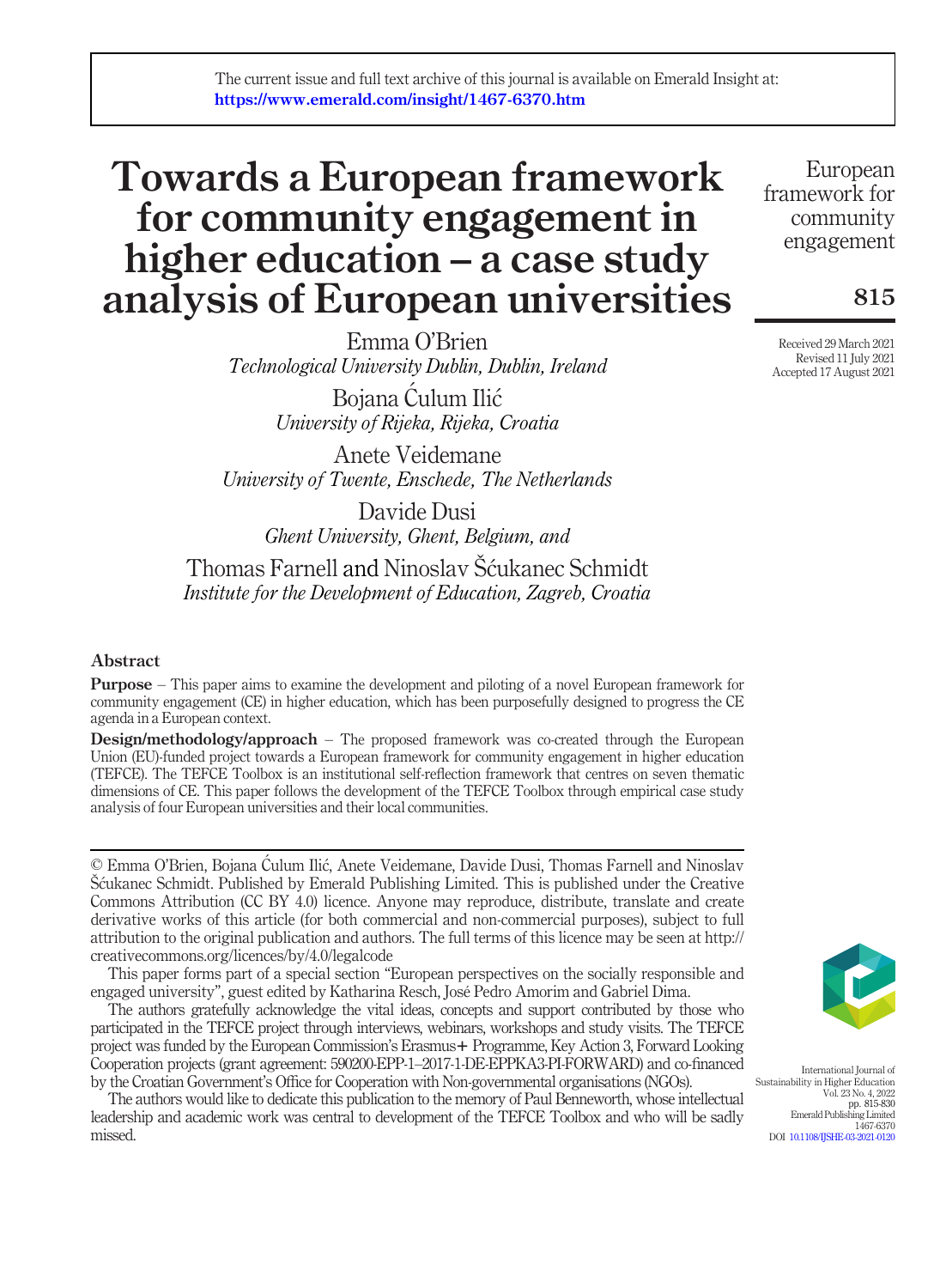The current issue and full text archive of this journal is available on Emerald Insight at: **https://www.emerald.com/insight/1467-6370.htm**

# Towards a European framework for community engagement in higher education – a case study analysis of European universities

Emma O'Brien
*Technological University Dublin, Dublin, Ireland*

Bojana Ćulum Ilić
*University of Rijeka, Rijeka, Croatia*

Anete Veidemane
*University of Twente, Enschede, The Netherlands*

Davide Dusi
*Ghent University, Ghent, Belgium, and*

Thomas Farnell and Ninoslav Šćukanec Schmidt
*Institute for the Development of Education, Zagreb, Croatia*

Received 29 March 2021
Revised 11 July 2021
Accepted 17 August 2021

## Abstract

**Purpose** – This paper aims to examine the development and piloting of a novel European framework for community engagement (CE) in higher education, which has been purposefully designed to progress the CE agenda in a European context.

**Design/methodology/approach** – The proposed framework was co-created through the European Union (EU)-funded project towards a European framework for community engagement in higher education (TEFCE). The TEFCE Toolbox is an institutional self-reflection framework that centres on seven thematic dimensions of CE. This paper follows the development of the TEFCE Toolbox through empirical case study analysis of four European universities and their local communities.

---

© Emma O'Brien, Bojana Ćulum Ilić, Anete Veidemane, Davide Dusi, Thomas Farnell and Ninoslav Šćukanec Schmidt. Published by Emerald Publishing Limited. This is published under the Creative Commons Attribution (CC BY 4.0) licence. Anyone may reproduce, distribute, translate and create derivative works of this article (for both commercial and non-commercial purposes), subject to full attribution to the original publication and authors. The full terms of this licence may be seen at http://creativecommons.org/licences/by/4.0/legalcode

This paper forms part of a special section "European perspectives on the socially responsible and engaged university", guest edited by Katharina Resch, José Pedro Amorim and Gabriel Dima.

The authors gratefully acknowledge the vital ideas, concepts and support contributed by those who participated in the TEFCE project through interviews, webinars, workshops and study visits. The TEFCE project was funded by the European Commission's Erasmus+ Programme, Key Action 3, Forward Looking Cooperation projects (grant agreement: 590200-EPP-1–2017-1-DE-EPPKA3-PI-FORWARD) and co-financed by the Croatian Government's Office for Cooperation with Non-governmental organisations (NGOs).

The authors would like to dedicate this publication to the memory of Paul Benneworth, whose intellectual leadership and academic work was central to development of the TEFCE Toolbox and who will be sadly missed.

International Journal of Sustainability in Higher Education
Vol. 23 No. 4, 2022
pp. 815-830
Emerald Publishing Limited
1467-6370
DOI 10.1108/IJSHE-03-2021-0120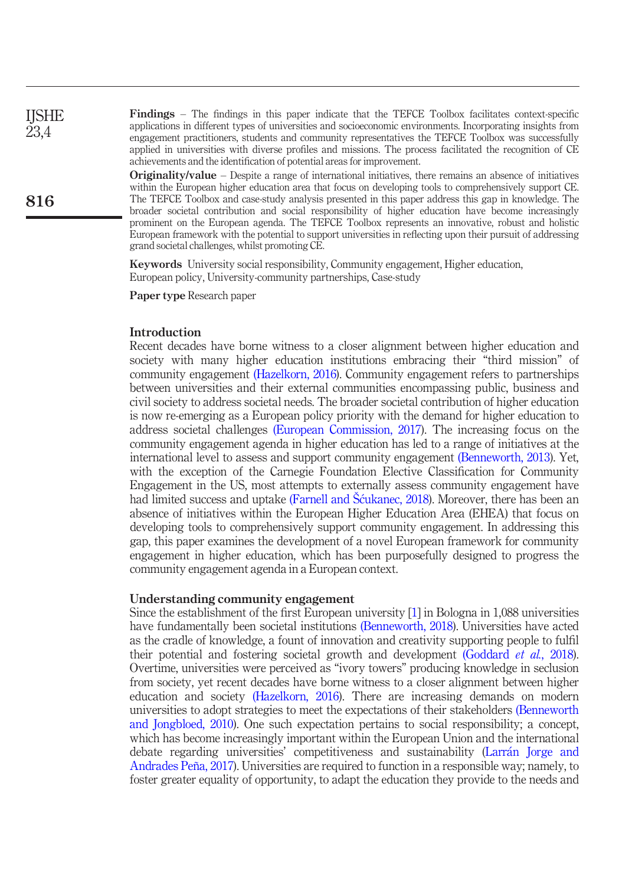**Findings** – The findings in this paper indicate that the TEFCE Toolbox facilitates context-specific applications in different types of universities and socioeconomic environments. Incorporating insights from engagement practitioners, students and community representatives the TEFCE Toolbox was successfully applied in universities with diverse profiles and missions. The process facilitated the recognition of CE achievements and the identification of potential areas for improvement.

**Originality/value** – Despite a range of international initiatives, there remains an absence of initiatives within the European higher education area that focus on developing tools to comprehensively support CE. The TEFCE Toolbox and case-study analysis presented in this paper address this gap in knowledge. The broader societal contribution and social responsibility of higher education have become increasingly prominent on the European agenda. The TEFCE Toolbox represents an innovative, robust and holistic European framework with the potential to support universities in reflecting upon their pursuit of addressing grand societal challenges, whilst promoting CE.

**Keywords** University social responsibility, Community engagement, Higher education, European policy, University-community partnerships, Case-study

**Paper type** Research paper

## Introduction

Recent decades have borne witness to a closer alignment between higher education and society with many higher education institutions embracing their "third mission" of community engagement (Hazelkorn, 2016). Community engagement refers to partnerships between universities and their external communities encompassing public, business and civil society to address societal needs. The broader societal contribution of higher education is now re-emerging as a European policy priority with the demand for higher education to address societal challenges (European Commission, 2017). The increasing focus on the community engagement agenda in higher education has led to a range of initiatives at the international level to assess and support community engagement (Benneworth, 2013). Yet, with the exception of the Carnegie Foundation Elective Classification for Community Engagement in the US, most attempts to externally assess community engagement have had limited success and uptake (Farnell and Šćukanec, 2018). Moreover, there has been an absence of initiatives within the European Higher Education Area (EHEA) that focus on developing tools to comprehensively support community engagement. In addressing this gap, this paper examines the development of a novel European framework for community engagement in higher education, which has been purposefully designed to progress the community engagement agenda in a European context.

## Understanding community engagement

Since the establishment of the first European university [1] in Bologna in 1,088 universities have fundamentally been societal institutions (Benneworth, 2018). Universities have acted as the cradle of knowledge, a fount of innovation and creativity supporting people to fulfil their potential and fostering societal growth and development (Goddard *et al.*, 2018). Overtime, universities were perceived as "ivory towers" producing knowledge in seclusion from society, yet recent decades have borne witness to a closer alignment between higher education and society (Hazelkorn, 2016). There are increasing demands on modern universities to adopt strategies to meet the expectations of their stakeholders (Benneworth and Jongbloed, 2010). One such expectation pertains to social responsibility; a concept, which has become increasingly important within the European Union and the international debate regarding universities' competitiveness and sustainability (Larrán Jorge and Andrades Peña, 2017). Universities are required to function in a responsible way; namely, to foster greater equality of opportunity, to adapt the education they provide to the needs and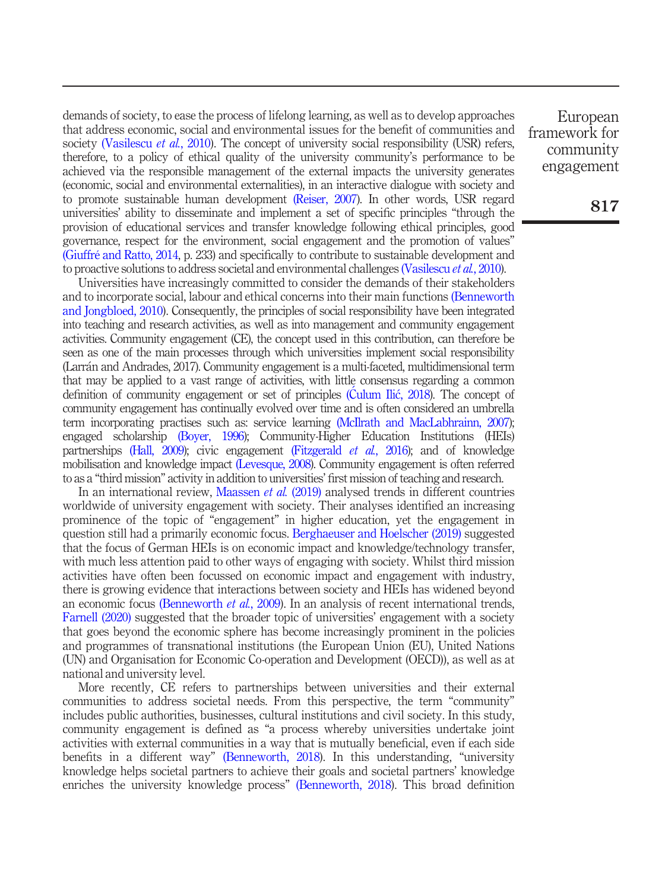demands of society, to ease the process of lifelong learning, as well as to develop approaches that address economic, social and environmental issues for the benefit of communities and society (Vasilescu *et al.*, 2010). The concept of university social responsibility (USR) refers, therefore, to a policy of ethical quality of the university community's performance to be achieved via the responsible management of the external impacts the university generates (economic, social and environmental externalities), in an interactive dialogue with society and to promote sustainable human development (Reiser, 2007). In other words, USR regard universities' ability to disseminate and implement a set of specific principles "through the provision of educational services and transfer knowledge following ethical principles, good governance, respect for the environment, social engagement and the promotion of values" (Giuffré and Ratto, 2014, p. 233) and specifically to contribute to sustainable development and to proactive solutions to address societal and environmental challenges (Vasilescu *et al.*, 2010).

Universities have increasingly committed to consider the demands of their stakeholders and to incorporate social, labour and ethical concerns into their main functions (Benneworth and Jongbloed, 2010). Consequently, the principles of social responsibility have been integrated into teaching and research activities, as well as into management and community engagement activities. Community engagement (CE), the concept used in this contribution, can therefore be seen as one of the main processes through which universities implement social responsibility (Larrán and Andrades, 2017). Community engagement is a multi-faceted, multidimensional term that may be applied to a vast range of activities, with little consensus regarding a common definition of community engagement or set of principles (Ćulum Ilić, 2018). The concept of community engagement has continually evolved over time and is often considered an umbrella term incorporating practises such as: service learning (McIlrath and MacLabhrainn, 2007); engaged scholarship (Boyer, 1996); Community-Higher Education Institutions (HEIs) partnerships (Hall, 2009); civic engagement (Fitzgerald *et al.*, 2016); and of knowledge mobilisation and knowledge impact (Levesque, 2008). Community engagement is often referred to as a "third mission" activity in addition to universities' first mission of teaching and research.

In an international review, Maassen *et al.* (2019) analysed trends in different countries worldwide of university engagement with society. Their analyses identified an increasing prominence of the topic of "engagement" in higher education, yet the engagement in question still had a primarily economic focus. Berghaeuser and Hoelscher (2019) suggested that the focus of German HEIs is on economic impact and knowledge/technology transfer, with much less attention paid to other ways of engaging with society. Whilst third mission activities have often been focussed on economic impact and engagement with industry, there is growing evidence that interactions between society and HEIs has widened beyond an economic focus (Benneworth *et al.*, 2009). In an analysis of recent international trends, Farnell (2020) suggested that the broader topic of universities' engagement with a society that goes beyond the economic sphere has become increasingly prominent in the policies and programmes of transnational institutions (the European Union (EU), United Nations (UN) and Organisation for Economic Co-operation and Development (OECD)), as well as at national and university level.

More recently, CE refers to partnerships between universities and their external communities to address societal needs. From this perspective, the term "community" includes public authorities, businesses, cultural institutions and civil society. In this study, community engagement is defined as "a process whereby universities undertake joint activities with external communities in a way that is mutually beneficial, even if each side benefits in a different way" (Benneworth, 2018). In this understanding, "university knowledge helps societal partners to achieve their goals and societal partners' knowledge enriches the university knowledge process" (Benneworth, 2018). This broad definition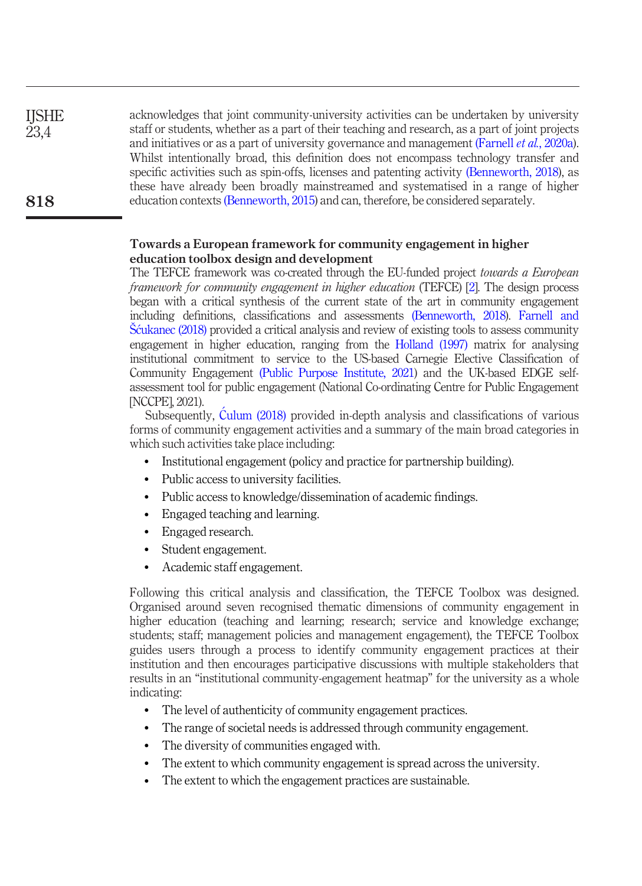acknowledges that joint community-university activities can be undertaken by university staff or students, whether as a part of their teaching and research, as a part of joint projects and initiatives or as a part of university governance and management (Farnell *et al.*, 2020a). Whilst intentionally broad, this definition does not encompass technology transfer and specific activities such as spin-offs, licenses and patenting activity (Benneworth, 2018), as these have already been broadly mainstreamed and systematised in a range of higher education contexts (Benneworth, 2015) and can, therefore, be considered separately.

## Towards a European framework for community engagement in higher education toolbox design and development

The TEFCE framework was co-created through the EU-funded project *towards a European framework for community engagement in higher education* (TEFCE) [2]. The design process began with a critical synthesis of the current state of the art in community engagement including definitions, classifications and assessments (Benneworth, 2018). Farnell and Šćukanec (2018) provided a critical analysis and review of existing tools to assess community engagement in higher education, ranging from the Holland (1997) matrix for analysing institutional commitment to service to the US-based Carnegie Elective Classification of Community Engagement (Public Purpose Institute, 2021) and the UK-based EDGE self-assessment tool for public engagement (National Co-ordinating Centre for Public Engagement [NCCPE], 2021).

Subsequently, Ćulum (2018) provided in-depth analysis and classifications of various forms of community engagement activities and a summary of the main broad categories in which such activities take place including:

- Institutional engagement (policy and practice for partnership building).
- Public access to university facilities.
- Public access to knowledge/dissemination of academic findings.
- Engaged teaching and learning.
- Engaged research.
- Student engagement.
- Academic staff engagement.

Following this critical analysis and classification, the TEFCE Toolbox was designed. Organised around seven recognised thematic dimensions of community engagement in higher education (teaching and learning; research; service and knowledge exchange; students; staff; management policies and management engagement), the TEFCE Toolbox guides users through a process to identify community engagement practices at their institution and then encourages participative discussions with multiple stakeholders that results in an "institutional community-engagement heatmap" for the university as a whole indicating:

- The level of authenticity of community engagement practices.
- The range of societal needs is addressed through community engagement.
- The diversity of communities engaged with.
- The extent to which community engagement is spread across the university.
- The extent to which the engagement practices are sustainable.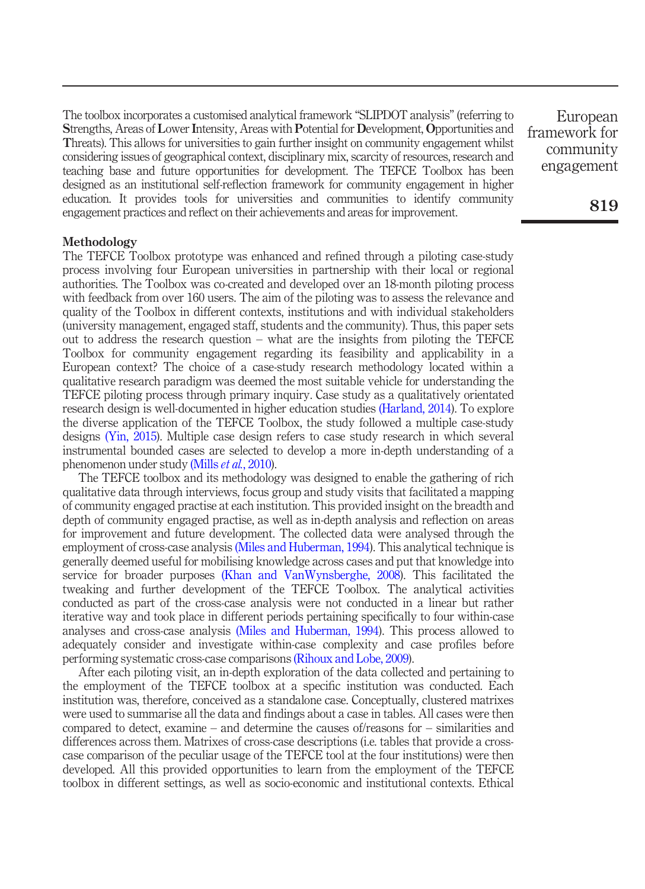The toolbox incorporates a customised analytical framework "SLIPDOT analysis" (referring to **S**trengths, Areas of **L**ower **I**ntensity, Areas with **P**otential for **D**evelopment, **O**pportunities and **T**hreats). This allows for universities to gain further insight on community engagement whilst considering issues of geographical context, disciplinary mix, scarcity of resources, research and teaching base and future opportunities for development. The TEFCE Toolbox has been designed as an institutional self-reflection framework for community engagement in higher education. It provides tools for universities and communities to identify community engagement practices and reflect on their achievements and areas for improvement.

## Methodology

The TEFCE Toolbox prototype was enhanced and refined through a piloting case-study process involving four European universities in partnership with their local or regional authorities. The Toolbox was co-created and developed over an 18-month piloting process with feedback from over 160 users. The aim of the piloting was to assess the relevance and quality of the Toolbox in different contexts, institutions and with individual stakeholders (university management, engaged staff, students and the community). Thus, this paper sets out to address the research question – what are the insights from piloting the TEFCE Toolbox for community engagement regarding its feasibility and applicability in a European context? The choice of a case-study research methodology located within a qualitative research paradigm was deemed the most suitable vehicle for understanding the TEFCE piloting process through primary inquiry. Case study as a qualitatively orientated research design is well-documented in higher education studies (Harland, 2014). To explore the diverse application of the TEFCE Toolbox, the study followed a multiple case-study designs (Yin, 2015). Multiple case design refers to case study research in which several instrumental bounded cases are selected to develop a more in-depth understanding of a phenomenon under study (Mills *et al.*, 2010).

The TEFCE toolbox and its methodology was designed to enable the gathering of rich qualitative data through interviews, focus group and study visits that facilitated a mapping of community engaged practise at each institution. This provided insight on the breadth and depth of community engaged practise, as well as in-depth analysis and reflection on areas for improvement and future development. The collected data were analysed through the employment of cross-case analysis (Miles and Huberman, 1994). This analytical technique is generally deemed useful for mobilising knowledge across cases and put that knowledge into service for broader purposes (Khan and VanWynsberghe, 2008). This facilitated the tweaking and further development of the TEFCE Toolbox. The analytical activities conducted as part of the cross-case analysis were not conducted in a linear but rather iterative way and took place in different periods pertaining specifically to four within-case analyses and cross-case analysis (Miles and Huberman, 1994). This process allowed to adequately consider and investigate within-case complexity and case profiles before performing systematic cross-case comparisons (Rihoux and Lobe, 2009).

After each piloting visit, an in-depth exploration of the data collected and pertaining to the employment of the TEFCE toolbox at a specific institution was conducted. Each institution was, therefore, conceived as a standalone case. Conceptually, clustered matrixes were used to summarise all the data and findings about a case in tables. All cases were then compared to detect, examine – and determine the causes of/reasons for – similarities and differences across them. Matrixes of cross-case descriptions (i.e. tables that provide a cross-case comparison of the peculiar usage of the TEFCE tool at the four institutions) were then developed. All this provided opportunities to learn from the employment of the TEFCE toolbox in different settings, as well as socio-economic and institutional contexts. Ethical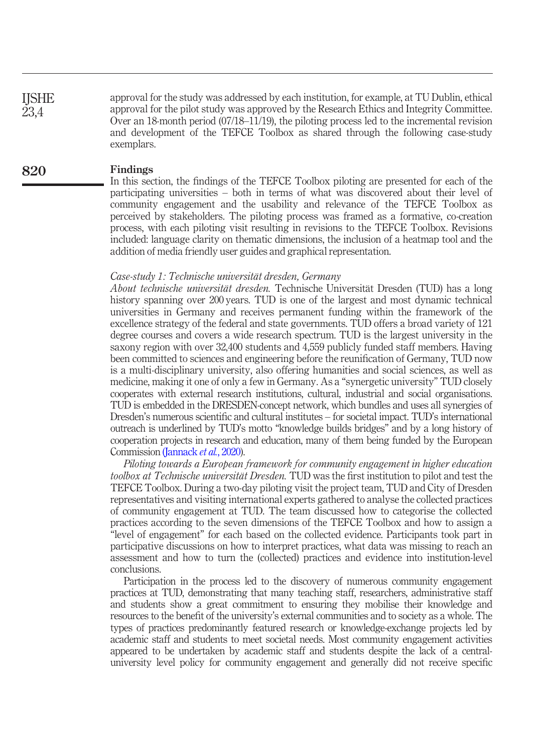approval for the study was addressed by each institution, for example, at TU Dublin, ethical approval for the pilot study was approved by the Research Ethics and Integrity Committee. Over an 18-month period (07/18–11/19), the piloting process led to the incremental revision and development of the TEFCE Toolbox as shared through the following case-study exemplars.

## Findings

In this section, the findings of the TEFCE Toolbox piloting are presented for each of the participating universities – both in terms of what was discovered about their level of community engagement and the usability and relevance of the TEFCE Toolbox as perceived by stakeholders. The piloting process was framed as a formative, co-creation process, with each piloting visit resulting in revisions to the TEFCE Toolbox. Revisions included: language clarity on thematic dimensions, the inclusion of a heatmap tool and the addition of media friendly user guides and graphical representation.

### *Case-study 1: Technische universität dresden, Germany*

*About technische universität dresden.* Technische Universität Dresden (TUD) has a long history spanning over 200 years. TUD is one of the largest and most dynamic technical universities in Germany and receives permanent funding within the framework of the excellence strategy of the federal and state governments. TUD offers a broad variety of 121 degree courses and covers a wide research spectrum. TUD is the largest university in the saxony region with over 32,400 students and 4,559 publicly funded staff members. Having been committed to sciences and engineering before the reunification of Germany, TUD now is a multi-disciplinary university, also offering humanities and social sciences, as well as medicine, making it one of only a few in Germany. As a "synergetic university" TUD closely cooperates with external research institutions, cultural, industrial and social organisations. TUD is embedded in the DRESDEN-concept network, which bundles and uses all synergies of Dresden's numerous scientific and cultural institutes – for societal impact. TUD's international outreach is underlined by TUD's motto "knowledge builds bridges" and by a long history of cooperation projects in research and education, many of them being funded by the European Commission (Jannack *et al.*, 2020).

*Piloting towards a European framework for community engagement in higher education toolbox at Technische universität Dresden.* TUD was the first institution to pilot and test the TEFCE Toolbox. During a two-day piloting visit the project team, TUD and City of Dresden representatives and visiting international experts gathered to analyse the collected practices of community engagement at TUD. The team discussed how to categorise the collected practices according to the seven dimensions of the TEFCE Toolbox and how to assign a "level of engagement" for each based on the collected evidence. Participants took part in participative discussions on how to interpret practices, what data was missing to reach an assessment and how to turn the (collected) practices and evidence into institution-level conclusions.

Participation in the process led to the discovery of numerous community engagement practices at TUD, demonstrating that many teaching staff, researchers, administrative staff and students show a great commitment to ensuring they mobilise their knowledge and resources to the benefit of the university's external communities and to society as a whole. The types of practices predominantly featured research or knowledge-exchange projects led by academic staff and students to meet societal needs. Most community engagement activities appeared to be undertaken by academic staff and students despite the lack of a central-university level policy for community engagement and generally did not receive specific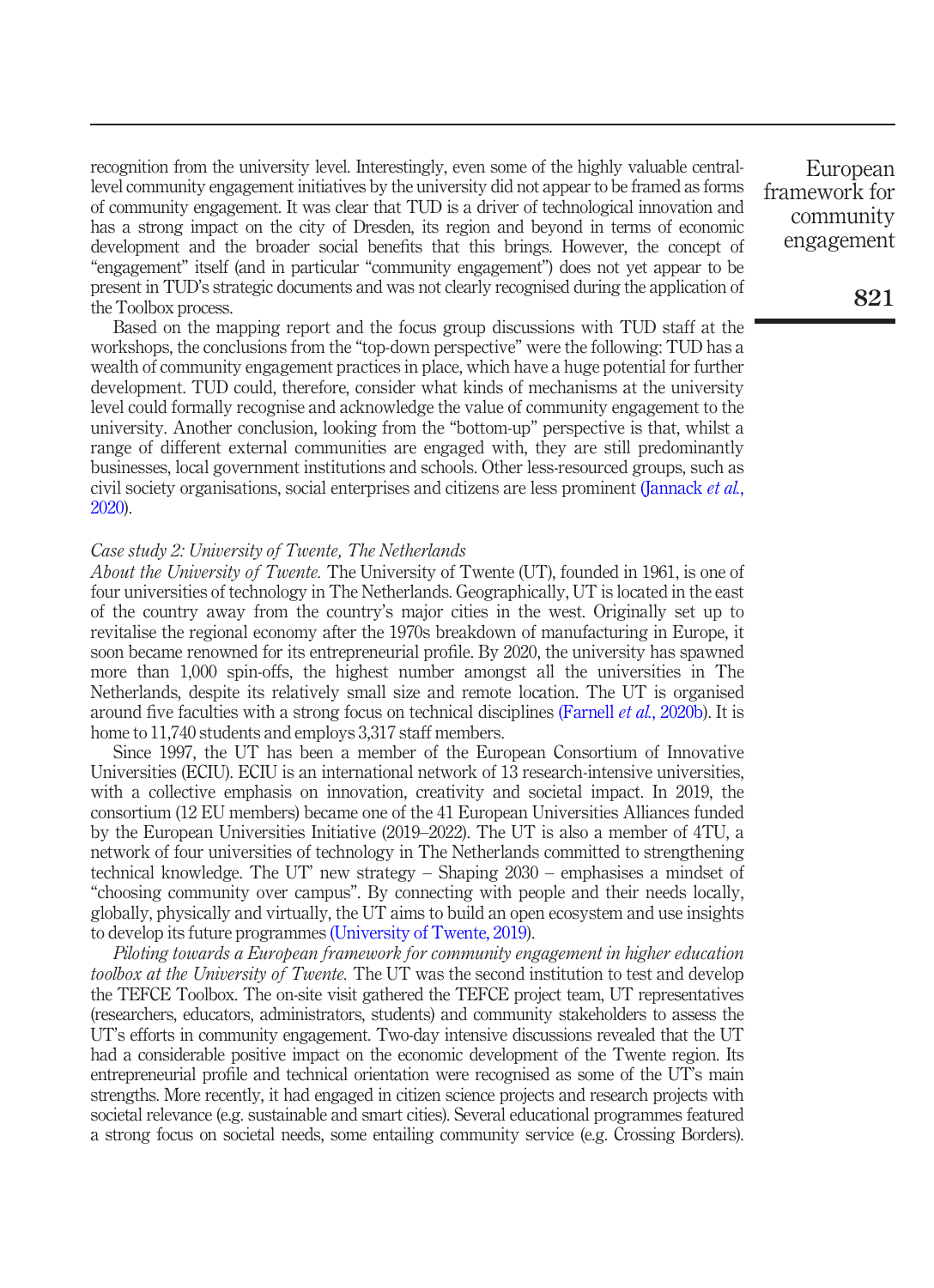recognition from the university level. Interestingly, even some of the highly valuable central-level community engagement initiatives by the university did not appear to be framed as forms of community engagement. It was clear that TUD is a driver of technological innovation and has a strong impact on the city of Dresden, its region and beyond in terms of economic development and the broader social benefits that this brings. However, the concept of "engagement" itself (and in particular "community engagement") does not yet appear to be present in TUD's strategic documents and was not clearly recognised during the application of the Toolbox process.

Based on the mapping report and the focus group discussions with TUD staff at the workshops, the conclusions from the "top-down perspective" were the following: TUD has a wealth of community engagement practices in place, which have a huge potential for further development. TUD could, therefore, consider what kinds of mechanisms at the university level could formally recognise and acknowledge the value of community engagement to the university. Another conclusion, looking from the "bottom-up" perspective is that, whilst a range of different external communities are engaged with, they are still predominantly businesses, local government institutions and schools. Other less-resourced groups, such as civil society organisations, social enterprises and citizens are less prominent (Jannack *et al.*, 2020).

*Case study 2: University of Twente, The Netherlands*

*About the University of Twente.* The University of Twente (UT), founded in 1961, is one of four universities of technology in The Netherlands. Geographically, UT is located in the east of the country away from the country's major cities in the west. Originally set up to revitalise the regional economy after the 1970s breakdown of manufacturing in Europe, it soon became renowned for its entrepreneurial profile. By 2020, the university has spawned more than 1,000 spin-offs, the highest number amongst all the universities in The Netherlands, despite its relatively small size and remote location. The UT is organised around five faculties with a strong focus on technical disciplines (Farnell *et al.*, 2020b). It is home to 11,740 students and employs 3,317 staff members.

Since 1997, the UT has been a member of the European Consortium of Innovative Universities (ECIU). ECIU is an international network of 13 research-intensive universities, with a collective emphasis on innovation, creativity and societal impact. In 2019, the consortium (12 EU members) became one of the 41 European Universities Alliances funded by the European Universities Initiative (2019–2022). The UT is also a member of 4TU, a network of four universities of technology in The Netherlands committed to strengthening technical knowledge. The UT' new strategy – Shaping 2030 – emphasises a mindset of "choosing community over campus". By connecting with people and their needs locally, globally, physically and virtually, the UT aims to build an open ecosystem and use insights to develop its future programmes (University of Twente, 2019).

*Piloting towards a European framework for community engagement in higher education toolbox at the University of Twente.* The UT was the second institution to test and develop the TEFCE Toolbox. The on-site visit gathered the TEFCE project team, UT representatives (researchers, educators, administrators, students) and community stakeholders to assess the UT's efforts in community engagement. Two-day intensive discussions revealed that the UT had a considerable positive impact on the economic development of the Twente region. Its entrepreneurial profile and technical orientation were recognised as some of the UT's main strengths. More recently, it had engaged in citizen science projects and research projects with societal relevance (e.g. sustainable and smart cities). Several educational programmes featured a strong focus on societal needs, some entailing community service (e.g. Crossing Borders).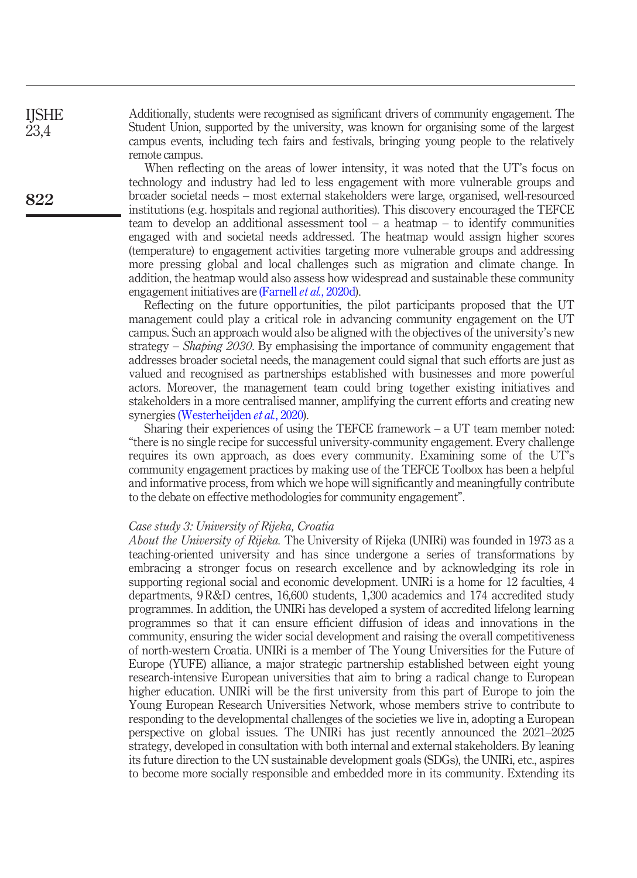Additionally, students were recognised as significant drivers of community engagement. The Student Union, supported by the university, was known for organising some of the largest campus events, including tech fairs and festivals, bringing young people to the relatively remote campus.

When reflecting on the areas of lower intensity, it was noted that the UT's focus on technology and industry had led to less engagement with more vulnerable groups and broader societal needs – most external stakeholders were large, organised, well-resourced institutions (e.g. hospitals and regional authorities). This discovery encouraged the TEFCE team to develop an additional assessment tool – a heatmap – to identify communities engaged with and societal needs addressed. The heatmap would assign higher scores (temperature) to engagement activities targeting more vulnerable groups and addressing more pressing global and local challenges such as migration and climate change. In addition, the heatmap would also assess how widespread and sustainable these community engagement initiatives are (Farnell *et al.*, 2020d).

Reflecting on the future opportunities, the pilot participants proposed that the UT management could play a critical role in advancing community engagement on the UT campus. Such an approach would also be aligned with the objectives of the university's new strategy – *Shaping 2030*. By emphasising the importance of community engagement that addresses broader societal needs, the management could signal that such efforts are just as valued and recognised as partnerships established with businesses and more powerful actors. Moreover, the management team could bring together existing initiatives and stakeholders in a more centralised manner, amplifying the current efforts and creating new synergies (Westerheijden *et al.*, 2020).

Sharing their experiences of using the TEFCE framework – a UT team member noted: "there is no single recipe for successful university-community engagement. Every challenge requires its own approach, as does every community. Examining some of the UT's community engagement practices by making use of the TEFCE Toolbox has been a helpful and informative process, from which we hope will significantly and meaningfully contribute to the debate on effective methodologies for community engagement".

### *Case study 3: University of Rijeka, Croatia*

*About the University of Rijeka.* The University of Rijeka (UNIRi) was founded in 1973 as a teaching-oriented university and has since undergone a series of transformations by embracing a stronger focus on research excellence and by acknowledging its role in supporting regional social and economic development. UNIRi is a home for 12 faculties, 4 departments, 9 R&D centres, 16,600 students, 1,300 academics and 174 accredited study programmes. In addition, the UNIRi has developed a system of accredited lifelong learning programmes so that it can ensure efficient diffusion of ideas and innovations in the community, ensuring the wider social development and raising the overall competitiveness of north-western Croatia. UNIRi is a member of The Young Universities for the Future of Europe (YUFE) alliance, a major strategic partnership established between eight young research-intensive European universities that aim to bring a radical change to European higher education. UNIRi will be the first university from this part of Europe to join the Young European Research Universities Network, whose members strive to contribute to responding to the developmental challenges of the societies we live in, adopting a European perspective on global issues. The UNIRi has just recently announced the 2021–2025 strategy, developed in consultation with both internal and external stakeholders. By leaning its future direction to the UN sustainable development goals (SDGs), the UNIRi, etc., aspires to become more socially responsible and embedded more in its community. Extending its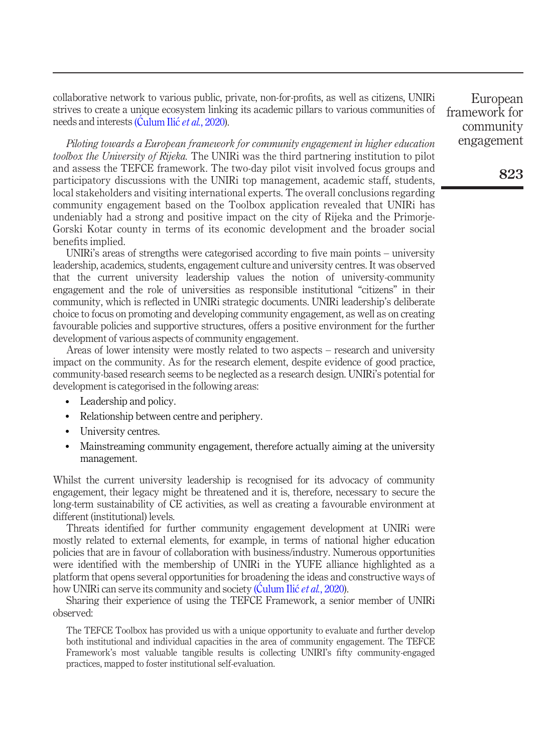collaborative network to various public, private, non-for-profits, as well as citizens, UNIRi strives to create a unique ecosystem linking its academic pillars to various communities of needs and interests (Ćulum Ilić *et al.*, 2020).

*Piloting towards a European framework for community engagement in higher education toolbox the University of Rijeka.* The UNIRi was the third partnering institution to pilot and assess the TEFCE framework. The two-day pilot visit involved focus groups and participatory discussions with the UNIRi top management, academic staff, students, local stakeholders and visiting international experts. The overall conclusions regarding community engagement based on the Toolbox application revealed that UNIRi has undeniably had a strong and positive impact on the city of Rijeka and the Primorje-Gorski Kotar county in terms of its economic development and the broader social benefits implied.

UNIRi's areas of strengths were categorised according to five main points – university leadership, academics, students, engagement culture and university centres. It was observed that the current university leadership values the notion of university-community engagement and the role of universities as responsible institutional "citizens" in their community, which is reflected in UNIRi strategic documents. UNIRi leadership's deliberate choice to focus on promoting and developing community engagement, as well as on creating favourable policies and supportive structures, offers a positive environment for the further development of various aspects of community engagement.

Areas of lower intensity were mostly related to two aspects – research and university impact on the community. As for the research element, despite evidence of good practice, community-based research seems to be neglected as a research design. UNIRi's potential for development is categorised in the following areas:

- Leadership and policy.
- Relationship between centre and periphery.
- University centres.
- Mainstreaming community engagement, therefore actually aiming at the university management.

Whilst the current university leadership is recognised for its advocacy of community engagement, their legacy might be threatened and it is, therefore, necessary to secure the long-term sustainability of CE activities, as well as creating a favourable environment at different (institutional) levels.

Threats identified for further community engagement development at UNIRi were mostly related to external elements, for example, in terms of national higher education policies that are in favour of collaboration with business/industry. Numerous opportunities were identified with the membership of UNIRi in the YUFE alliance highlighted as a platform that opens several opportunities for broadening the ideas and constructive ways of how UNIRi can serve its community and society (Ćulum Ilić *et al.*, 2020).

Sharing their experience of using the TEFCE Framework, a senior member of UNIRi observed:

> The TEFCE Toolbox has provided us with a unique opportunity to evaluate and further develop both institutional and individual capacities in the area of community engagement. The TEFCE Framework's most valuable tangible results is collecting UNIRI's fifty community-engaged practices, mapped to foster institutional self-evaluation.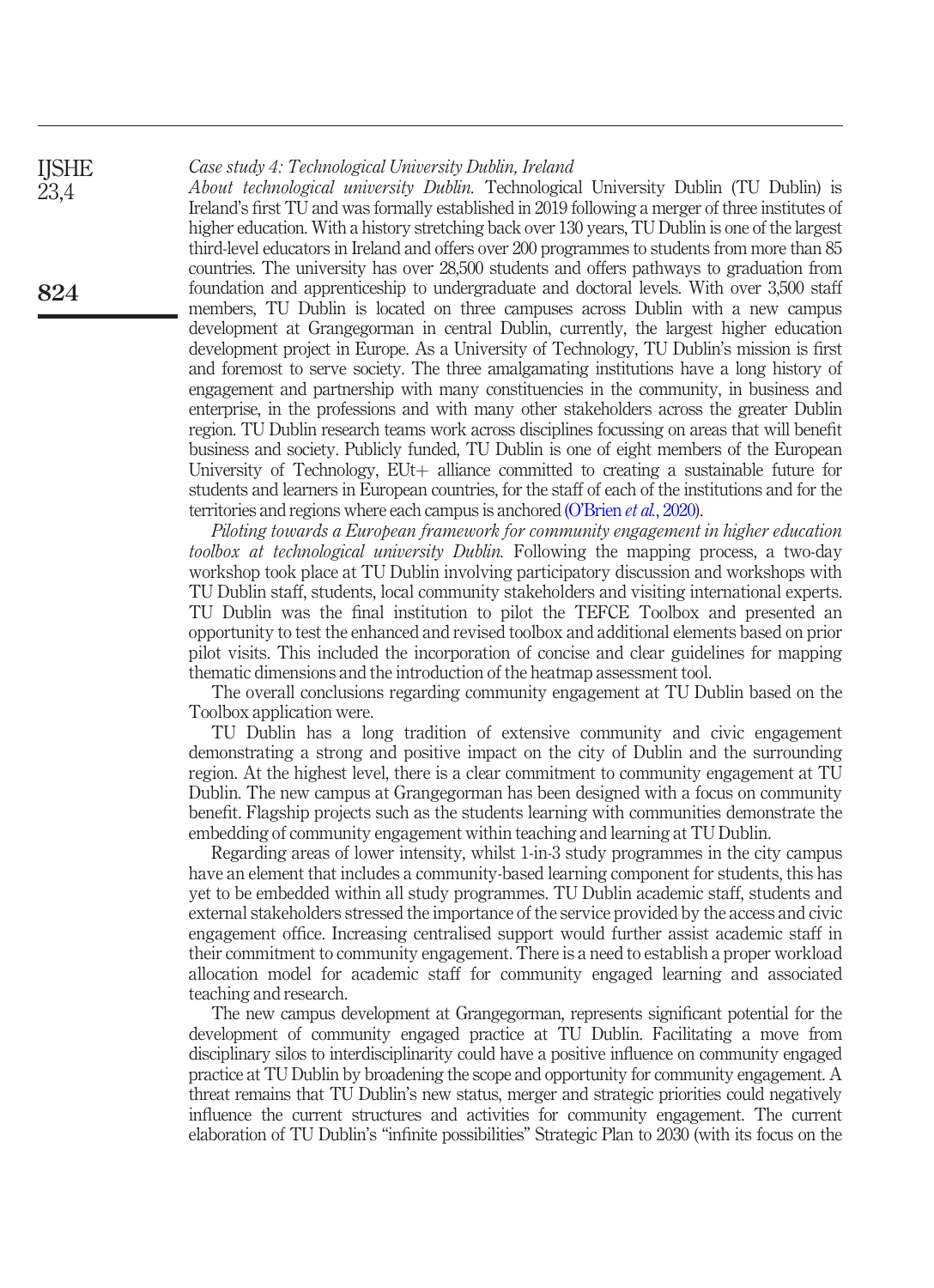*Case study 4: Technological University Dublin, Ireland*

*About technological university Dublin.* Technological University Dublin (TU Dublin) is Ireland's first TU and was formally established in 2019 following a merger of three institutes of higher education. With a history stretching back over 130 years, TU Dublin is one of the largest third-level educators in Ireland and offers over 200 programmes to students from more than 85 countries. The university has over 28,500 students and offers pathways to graduation from foundation and apprenticeship to undergraduate and doctoral levels. With over 3,500 staff members, TU Dublin is located on three campuses across Dublin with a new campus development at Grangegorman in central Dublin, currently, the largest higher education development project in Europe. As a University of Technology, TU Dublin's mission is first and foremost to serve society. The three amalgamating institutions have a long history of engagement and partnership with many constituencies in the community, in business and enterprise, in the professions and with many other stakeholders across the greater Dublin region. TU Dublin research teams work across disciplines focussing on areas that will benefit business and society. Publicly funded, TU Dublin is one of eight members of the European University of Technology, EUt+ alliance committed to creating a sustainable future for students and learners in European countries, for the staff of each of the institutions and for the territories and regions where each campus is anchored (O'Brien *et al.*, 2020).

*Piloting towards a European framework for community engagement in higher education toolbox at technological university Dublin.* Following the mapping process, a two-day workshop took place at TU Dublin involving participatory discussion and workshops with TU Dublin staff, students, local community stakeholders and visiting international experts. TU Dublin was the final institution to pilot the TEFCE Toolbox and presented an opportunity to test the enhanced and revised toolbox and additional elements based on prior pilot visits. This included the incorporation of concise and clear guidelines for mapping thematic dimensions and the introduction of the heatmap assessment tool.

The overall conclusions regarding community engagement at TU Dublin based on the Toolbox application were.

TU Dublin has a long tradition of extensive community and civic engagement demonstrating a strong and positive impact on the city of Dublin and the surrounding region. At the highest level, there is a clear commitment to community engagement at TU Dublin. The new campus at Grangegorman has been designed with a focus on community benefit. Flagship projects such as the students learning with communities demonstrate the embedding of community engagement within teaching and learning at TU Dublin.

Regarding areas of lower intensity, whilst 1-in-3 study programmes in the city campus have an element that includes a community-based learning component for students, this has yet to be embedded within all study programmes. TU Dublin academic staff, students and external stakeholders stressed the importance of the service provided by the access and civic engagement office. Increasing centralised support would further assist academic staff in their commitment to community engagement. There is a need to establish a proper workload allocation model for academic staff for community engaged learning and associated teaching and research.

The new campus development at Grangegorman, represents significant potential for the development of community engaged practice at TU Dublin. Facilitating a move from disciplinary silos to interdisciplinarity could have a positive influence on community engaged practice at TU Dublin by broadening the scope and opportunity for community engagement. A threat remains that TU Dublin's new status, merger and strategic priorities could negatively influence the current structures and activities for community engagement. The current elaboration of TU Dublin's "infinite possibilities" Strategic Plan to 2030 (with its focus on the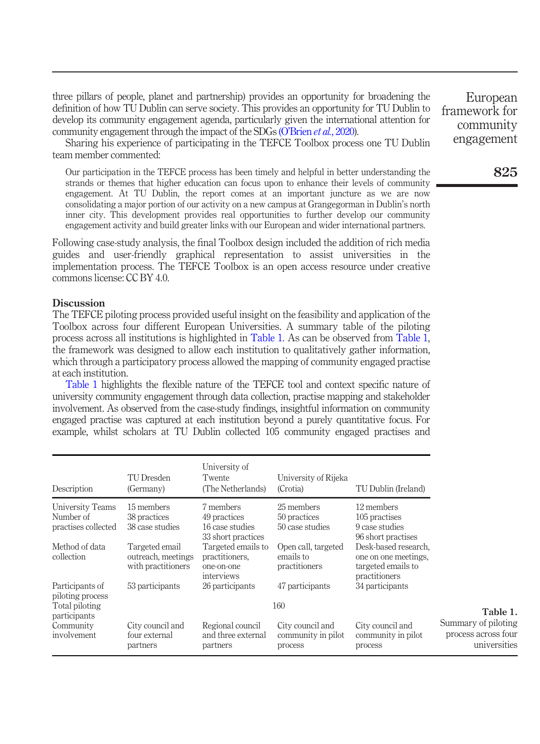three pillars of people, planet and partnership) provides an opportunity for broadening the definition of how TU Dublin can serve society. This provides an opportunity for TU Dublin to develop its community engagement agenda, particularly given the international attention for community engagement through the impact of the SDGs (O'Brien *et al.*, 2020).

Sharing his experience of participating in the TEFCE Toolbox process one TU Dublin team member commented:

> Our participation in the TEFCE process has been timely and helpful in better understanding the strands or themes that higher education can focus upon to enhance their levels of community engagement. At TU Dublin, the report comes at an important juncture as we are now consolidating a major portion of our activity on a new campus at Grangegorman in Dublin's north inner city. This development provides real opportunities to further develop our community engagement activity and build greater links with our European and wider international partners.

Following case-study analysis, the final Toolbox design included the addition of rich media guides and user-friendly graphical representation to assist universities in the implementation process. The TEFCE Toolbox is an open access resource under creative commons license: CC BY 4.0.

## Discussion

The TEFCE piloting process provided useful insight on the feasibility and application of the Toolbox across four different European Universities. A summary table of the piloting process across all institutions is highlighted in Table 1. As can be observed from Table 1, the framework was designed to allow each institution to qualitatively gather information, which through a participatory process allowed the mapping of community engaged practise at each institution.

Table 1 highlights the flexible nature of the TEFCE tool and context specific nature of university community engagement through data collection, practise mapping and stakeholder involvement. As observed from the case-study findings, insightful information on community engaged practise was captured at each institution beyond a purely quantitative focus. For example, whilst scholars at TU Dublin collected 105 community engaged practises and

| Description | TU Dresden (Germany) | University of Twente (The Netherlands) | University of Rijeka (Crotia) | TU Dublin (Ireland) |
|---|---|---|---|---|
| University Teams | 15 members | 7 members | 25 members | 12 members |
| Number of practises collected | 38 practices<br>38 case studies | 49 practices<br>16 case studies<br>33 short practices | 50 practices<br>50 case studies | 105 practises<br>9 case studies<br>96 short practises |
| Method of data collection | Targeted email outreach, meetings with practitioners | Targeted emails to practitioners, one-on-one interviews | Open call, targeted emails to practitioners | Desk-based research, one on one meetings, targeted emails to practitioners |
| Participants of piloting process | 53 participants | 26 participants | 47 participants | 34 participants |
| Total piloting participants | | | 160 | |
| Community involvement | City council and four external partners | Regional council and three external partners | City council and community in pilot process | City council and community in pilot process |

**Table 1.** Summary of piloting process across four universities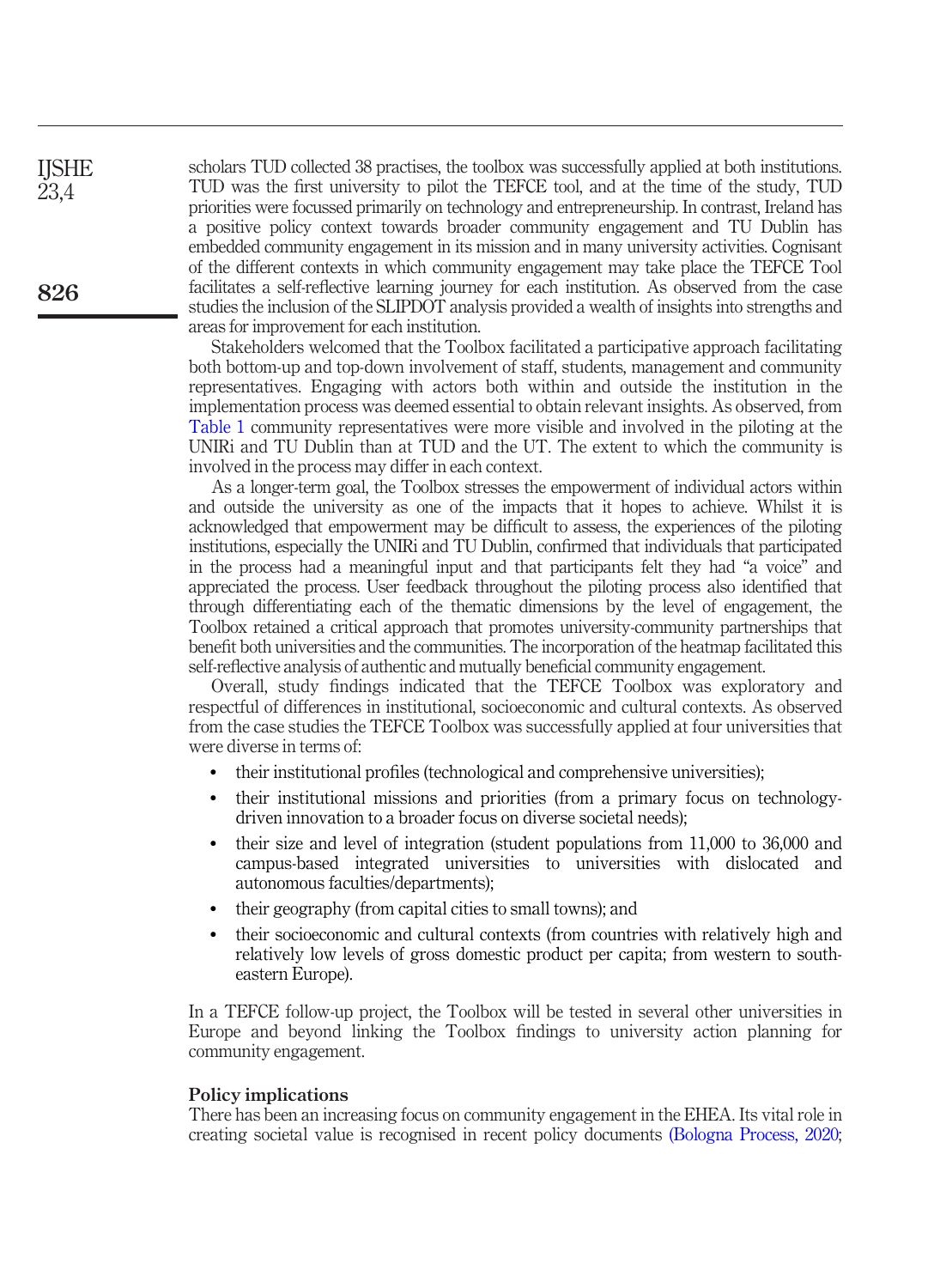scholars TUD collected 38 practises, the toolbox was successfully applied at both institutions. TUD was the first university to pilot the TEFCE tool, and at the time of the study, TUD priorities were focussed primarily on technology and entrepreneurship. In contrast, Ireland has a positive policy context towards broader community engagement and TU Dublin has embedded community engagement in its mission and in many university activities. Cognisant of the different contexts in which community engagement may take place the TEFCE Tool facilitates a self-reflective learning journey for each institution. As observed from the case studies the inclusion of the SLIPDOT analysis provided a wealth of insights into strengths and areas for improvement for each institution.

Stakeholders welcomed that the Toolbox facilitated a participative approach facilitating both bottom-up and top-down involvement of staff, students, management and community representatives. Engaging with actors both within and outside the institution in the implementation process was deemed essential to obtain relevant insights. As observed, from Table 1 community representatives were more visible and involved in the piloting at the UNIRi and TU Dublin than at TUD and the UT. The extent to which the community is involved in the process may differ in each context.

As a longer-term goal, the Toolbox stresses the empowerment of individual actors within and outside the university as one of the impacts that it hopes to achieve. Whilst it is acknowledged that empowerment may be difficult to assess, the experiences of the piloting institutions, especially the UNIRi and TU Dublin, confirmed that individuals that participated in the process had a meaningful input and that participants felt they had "a voice" and appreciated the process. User feedback throughout the piloting process also identified that through differentiating each of the thematic dimensions by the level of engagement, the Toolbox retained a critical approach that promotes university-community partnerships that benefit both universities and the communities. The incorporation of the heatmap facilitated this self-reflective analysis of authentic and mutually beneficial community engagement.

Overall, study findings indicated that the TEFCE Toolbox was exploratory and respectful of differences in institutional, socioeconomic and cultural contexts. As observed from the case studies the TEFCE Toolbox was successfully applied at four universities that were diverse in terms of:

- their institutional profiles (technological and comprehensive universities);
- their institutional missions and priorities (from a primary focus on technology-driven innovation to a broader focus on diverse societal needs);
- their size and level of integration (student populations from 11,000 to 36,000 and campus-based integrated universities to universities with dislocated and autonomous faculties/departments);
- their geography (from capital cities to small towns); and
- their socioeconomic and cultural contexts (from countries with relatively high and relatively low levels of gross domestic product per capita; from western to south-eastern Europe).

In a TEFCE follow-up project, the Toolbox will be tested in several other universities in Europe and beyond linking the Toolbox findings to university action planning for community engagement.

## Policy implications

There has been an increasing focus on community engagement in the EHEA. Its vital role in creating societal value is recognised in recent policy documents (Bologna Process, 2020;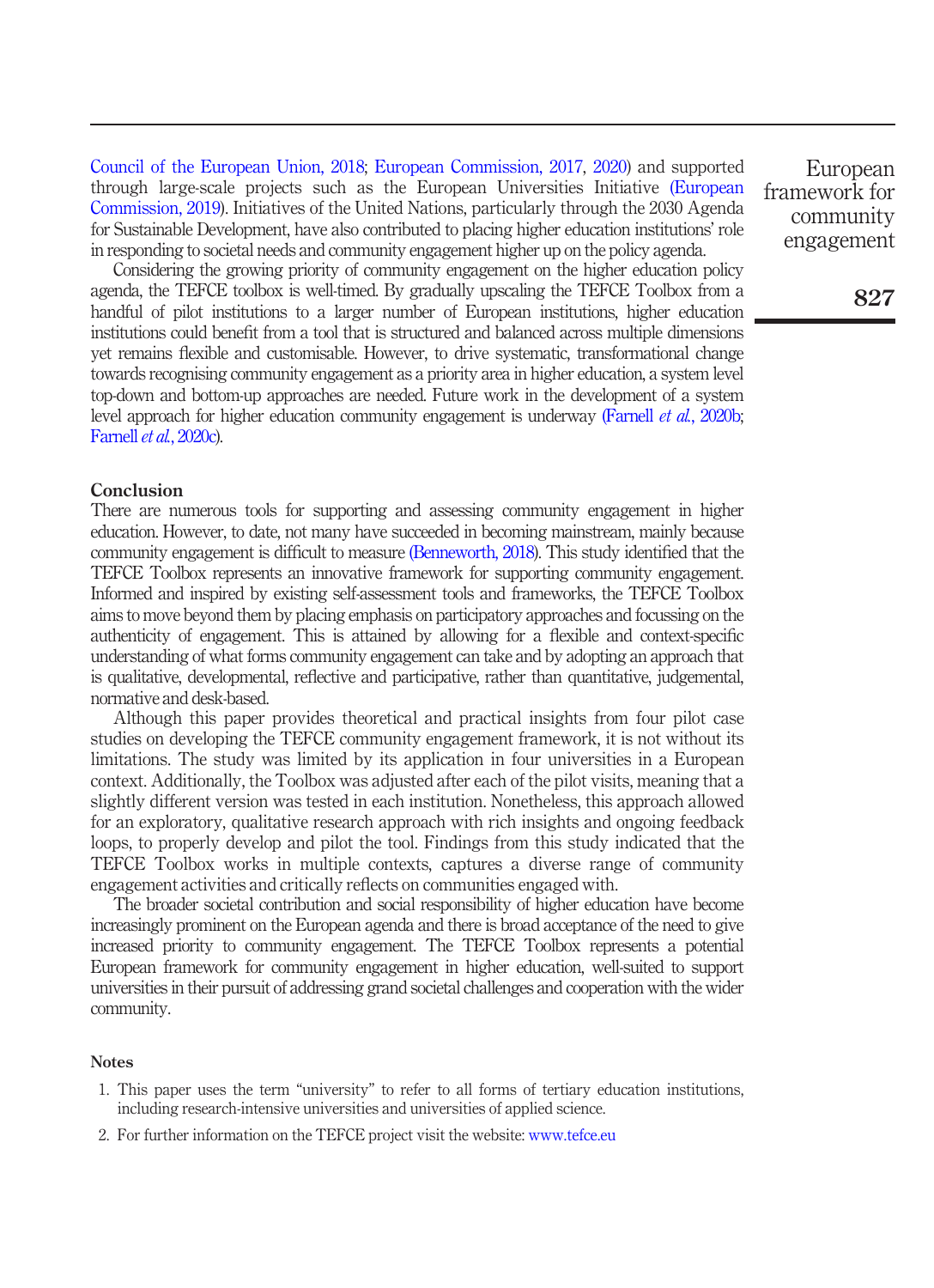Council of the European Union, 2018; European Commission, 2017, 2020) and supported through large-scale projects such as the European Universities Initiative (European Commission, 2019). Initiatives of the United Nations, particularly through the 2030 Agenda for Sustainable Development, have also contributed to placing higher education institutions' role in responding to societal needs and community engagement higher up on the policy agenda.

Considering the growing priority of community engagement on the higher education policy agenda, the TEFCE toolbox is well-timed. By gradually upscaling the TEFCE Toolbox from a handful of pilot institutions to a larger number of European institutions, higher education institutions could benefit from a tool that is structured and balanced across multiple dimensions yet remains flexible and customisable. However, to drive systematic, transformational change towards recognising community engagement as a priority area in higher education, a system level top-down and bottom-up approaches are needed. Future work in the development of a system level approach for higher education community engagement is underway (Farnell *et al.*, 2020b; Farnell *et al.*, 2020c).

## Conclusion

There are numerous tools for supporting and assessing community engagement in higher education. However, to date, not many have succeeded in becoming mainstream, mainly because community engagement is difficult to measure (Benneworth, 2018). This study identified that the TEFCE Toolbox represents an innovative framework for supporting community engagement. Informed and inspired by existing self-assessment tools and frameworks, the TEFCE Toolbox aims to move beyond them by placing emphasis on participatory approaches and focussing on the authenticity of engagement. This is attained by allowing for a flexible and context-specific understanding of what forms community engagement can take and by adopting an approach that is qualitative, developmental, reflective and participative, rather than quantitative, judgemental, normative and desk-based.

Although this paper provides theoretical and practical insights from four pilot case studies on developing the TEFCE community engagement framework, it is not without its limitations. The study was limited by its application in four universities in a European context. Additionally, the Toolbox was adjusted after each of the pilot visits, meaning that a slightly different version was tested in each institution. Nonetheless, this approach allowed for an exploratory, qualitative research approach with rich insights and ongoing feedback loops, to properly develop and pilot the tool. Findings from this study indicated that the TEFCE Toolbox works in multiple contexts, captures a diverse range of community engagement activities and critically reflects on communities engaged with.

The broader societal contribution and social responsibility of higher education have become increasingly prominent on the European agenda and there is broad acceptance of the need to give increased priority to community engagement. The TEFCE Toolbox represents a potential European framework for community engagement in higher education, well-suited to support universities in their pursuit of addressing grand societal challenges and cooperation with the wider community.

### Notes

1. This paper uses the term "university" to refer to all forms of tertiary education institutions, including research-intensive universities and universities of applied science.
2. For further information on the TEFCE project visit the website: www.tefce.eu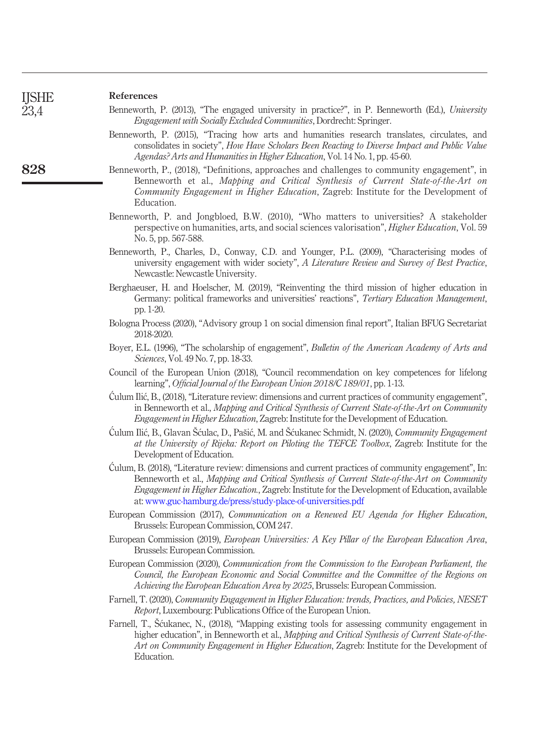## References

Benneworth, P. (2013), "The engaged university in practice?", in P. Benneworth (Ed.), *University Engagement with Socially Excluded Communities*, Dordrecht: Springer.

Benneworth, P. (2015), "Tracing how arts and humanities research translates, circulates, and consolidates in society", *How Have Scholars Been Reacting to Diverse Impact and Public Value Agendas? Arts and Humanities in Higher Education*, Vol. 14 No. 1, pp. 45-60.

Benneworth, P., (2018), "Definitions, approaches and challenges to community engagement", in Benneworth et al., *Mapping and Critical Synthesis of Current State-of-the-Art on Community Engagement in Higher Education*, Zagreb: Institute for the Development of Education.

Benneworth, P. and Jongbloed, B.W. (2010), "Who matters to universities? A stakeholder perspective on humanities, arts, and social sciences valorisation", *Higher Education*, Vol. 59 No. 5, pp. 567-588.

Benneworth, P., Charles, D., Conway, C.D. and Younger, P.L. (2009), "Characterising modes of university engagement with wider society", *A Literature Review and Survey of Best Practice*, Newcastle: Newcastle University.

Berghaeuser, H. and Hoelscher, M. (2019), "Reinventing the third mission of higher education in Germany: political frameworks and universities' reactions", *Tertiary Education Management*, pp. 1-20.

Bologna Process (2020), "Advisory group 1 on social dimension final report", Italian BFUG Secretariat 2018-2020.

Boyer, E.L. (1996), "The scholarship of engagement", *Bulletin of the American Academy of Arts and Sciences*, Vol. 49 No. 7, pp. 18-33.

Council of the European Union (2018), "Council recommendation on key competences for lifelong learning", *Official Journal of the European Union 2018/C 189/01*, pp. 1-13.

Ćulum Ilić, B., (2018), "Literature review: dimensions and current practices of community engagement", in Benneworth et al., *Mapping and Critical Synthesis of Current State-of-the-Art on Community Engagement in Higher Education*, Zagreb: Institute for the Development of Education.

Ćulum Ilić, B., Glavan Šćulac, D., Pašić, M. and Šćukanec Schmidt, N. (2020), *Community Engagement at the University of Rijeka: Report on Piloting the TEFCE Toolbox*, Zagreb: Institute for the Development of Education.

Ćulum, B. (2018), "Literature review: dimensions and current practices of community engagement", In: Benneworth et al., *Mapping and Critical Synthesis of Current State-of-the-Art on Community Engagement in Higher Education.*, Zagreb: Institute for the Development of Education, available at: www.guc-hamburg.de/press/study-place-of-universities.pdf

European Commission (2017), *Communication on a Renewed EU Agenda for Higher Education*, Brussels: European Commission, COM 247.

European Commission (2019), *European Universities: A Key Pillar of the European Education Area*, Brussels: European Commission.

European Commission (2020), *Communication from the Commission to the European Parliament, the Council, the European Economic and Social Committee and the Committee of the Regions on Achieving the European Education Area by 2025*, Brussels: European Commission.

Farnell, T. (2020), *Community Engagement in Higher Education: trends, Practices, and Policies, NESET Report*, Luxembourg: Publications Office of the European Union.

Farnell, T., Šćukanec, N., (2018), "Mapping existing tools for assessing community engagement in higher education", in Benneworth et al., *Mapping and Critical Synthesis of Current State-of-the-Art on Community Engagement in Higher Education*, Zagreb: Institute for the Development of Education.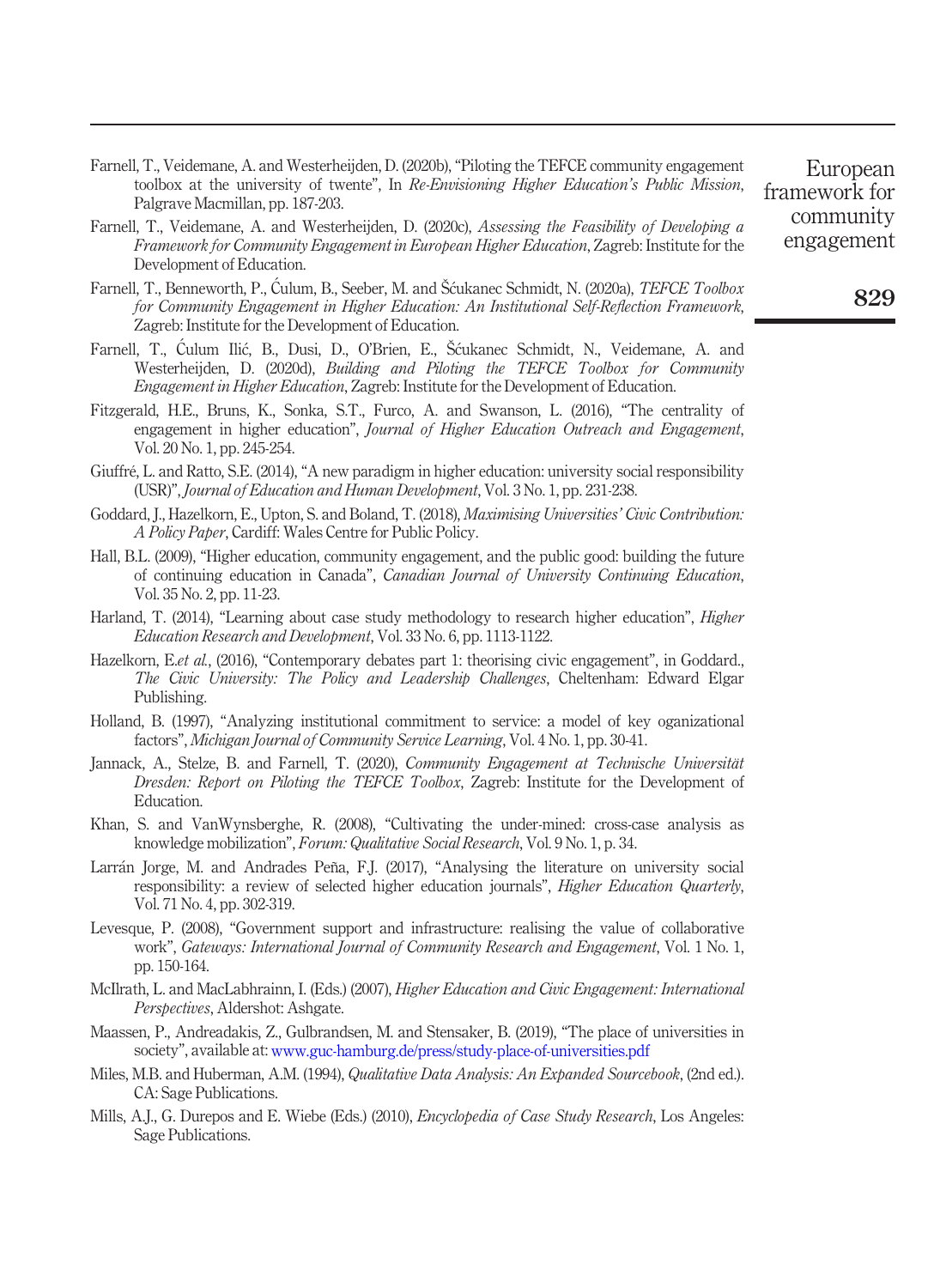Farnell, T., Veidemane, A. and Westerheijden, D. (2020b), "Piloting the TEFCE community engagement toolbox at the university of twente", In *Re-Envisioning Higher Education's Public Mission*, Palgrave Macmillan, pp. 187-203.

Farnell, T., Veidemane, A. and Westerheijden, D. (2020c), *Assessing the Feasibility of Developing a Framework for Community Engagement in European Higher Education*, Zagreb: Institute for the Development of Education.

Farnell, T., Benneworth, P., Ćulum, B., Seeber, M. and Šćukanec Schmidt, N. (2020a), *TEFCE Toolbox for Community Engagement in Higher Education: An Institutional Self-Reflection Framework*, Zagreb: Institute for the Development of Education.

Farnell, T., Ćulum Ilić, B., Dusi, D., O'Brien, E., Šćukanec Schmidt, N., Veidemane, A. and Westerheijden, D. (2020d), *Building and Piloting the TEFCE Toolbox for Community Engagement in Higher Education*, Zagreb: Institute for the Development of Education.

Fitzgerald, H.E., Bruns, K., Sonka, S.T., Furco, A. and Swanson, L. (2016), "The centrality of engagement in higher education", *Journal of Higher Education Outreach and Engagement*, Vol. 20 No. 1, pp. 245-254.

Giuffré, L. and Ratto, S.E. (2014), "A new paradigm in higher education: university social responsibility (USR)", *Journal of Education and Human Development*, Vol. 3 No. 1, pp. 231-238.

Goddard, J., Hazelkorn, E., Upton, S. and Boland, T. (2018), *Maximising Universities' Civic Contribution: A Policy Paper*, Cardiff: Wales Centre for Public Policy.

Hall, B.L. (2009), "Higher education, community engagement, and the public good: building the future of continuing education in Canada", *Canadian Journal of University Continuing Education*, Vol. 35 No. 2, pp. 11-23.

Harland, T. (2014), "Learning about case study methodology to research higher education", *Higher Education Research and Development*, Vol. 33 No. 6, pp. 1113-1122.

Hazelkorn, E.*et al.*, (2016), "Contemporary debates part 1: theorising civic engagement", in Goddard., *The Civic University: The Policy and Leadership Challenges*, Cheltenham: Edward Elgar Publishing.

Holland, B. (1997), "Analyzing institutional commitment to service: a model of key oganizational factors", *Michigan Journal of Community Service Learning*, Vol. 4 No. 1, pp. 30-41.

Jannack, A., Stelze, B. and Farnell, T. (2020), *Community Engagement at Technische Universität Dresden: Report on Piloting the TEFCE Toolbox*, Zagreb: Institute for the Development of Education.

Khan, S. and VanWynsberghe, R. (2008), "Cultivating the under-mined: cross-case analysis as knowledge mobilization", *Forum: Qualitative Social Research*, Vol. 9 No. 1, p. 34.

Larrán Jorge, M. and Andrades Peña, F.J. (2017), "Analysing the literature on university social responsibility: a review of selected higher education journals", *Higher Education Quarterly*, Vol. 71 No. 4, pp. 302-319.

Levesque, P. (2008), "Government support and infrastructure: realising the value of collaborative work", *Gateways: International Journal of Community Research and Engagement*, Vol. 1 No. 1, pp. 150-164.

McIlrath, L. and MacLabhrainn, I. (Eds.) (2007), *Higher Education and Civic Engagement: International Perspectives*, Aldershot: Ashgate.

Maassen, P., Andreadakis, Z., Gulbrandsen, M. and Stensaker, B. (2019), "The place of universities in society", available at: www.guc-hamburg.de/press/study-place-of-universities.pdf

Miles, M.B. and Huberman, A.M. (1994), *Qualitative Data Analysis: An Expanded Sourcebook*, (2nd ed.). CA: Sage Publications.

Mills, A.J., G. Durepos and E. Wiebe (Eds.) (2010), *Encyclopedia of Case Study Research*, Los Angeles: Sage Publications.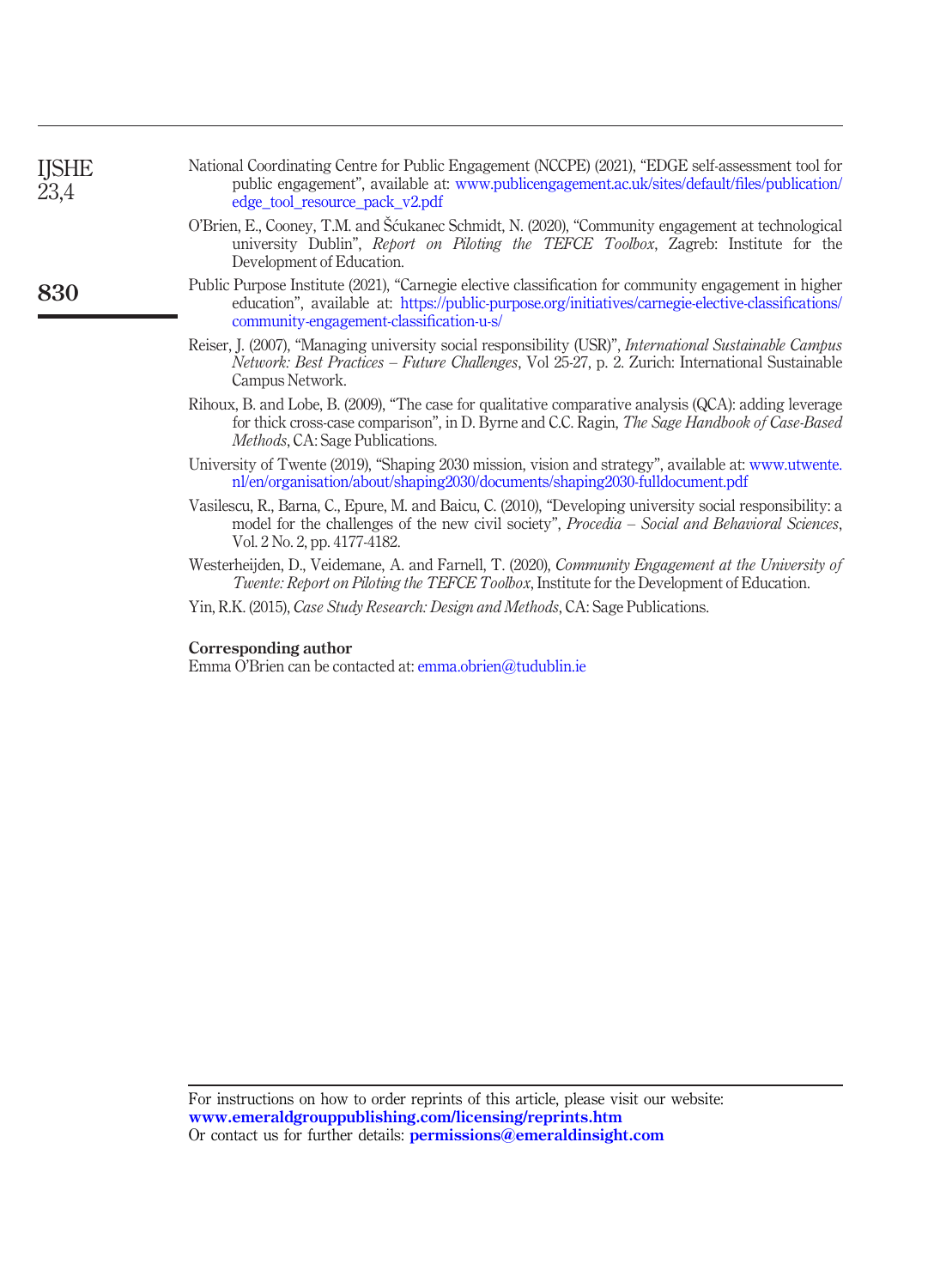National Coordinating Centre for Public Engagement (NCCPE) (2021), "EDGE self-assessment tool for public engagement", available at: www.publicengagement.ac.uk/sites/default/files/publication/edge_tool_resource_pack_v2.pdf

O'Brien, E., Cooney, T.M. and Šćukanec Schmidt, N. (2020), "Community engagement at technological university Dublin", *Report on Piloting the TEFCE Toolbox*, Zagreb: Institute for the Development of Education.

Public Purpose Institute (2021), "Carnegie elective classification for community engagement in higher education", available at: https://public-purpose.org/initiatives/carnegie-elective-classifications/community-engagement-classification-u-s/

Reiser, J. (2007), "Managing university social responsibility (USR)", *International Sustainable Campus Network: Best Practices – Future Challenges*, Vol 25-27, p. 2. Zurich: International Sustainable Campus Network.

Rihoux, B. and Lobe, B. (2009), "The case for qualitative comparative analysis (QCA): adding leverage for thick cross-case comparison", in D. Byrne and C.C. Ragin, *The Sage Handbook of Case-Based Methods*, CA: Sage Publications.

University of Twente (2019), "Shaping 2030 mission, vision and strategy", available at: www.utwente.nl/en/organisation/about/shaping2030/documents/shaping2030-fulldocument.pdf

Vasilescu, R., Barna, C., Epure, M. and Baicu, C. (2010), "Developing university social responsibility: a model for the challenges of the new civil society", *Procedia – Social and Behavioral Sciences*, Vol. 2 No. 2, pp. 4177-4182.

Westerheijden, D., Veidemane, A. and Farnell, T. (2020), *Community Engagement at the University of Twente: Report on Piloting the TEFCE Toolbox*, Institute for the Development of Education.

Yin, R.K. (2015), *Case Study Research: Design and Methods*, CA: Sage Publications.

**Corresponding author**
Emma O'Brien can be contacted at: emma.obrien@tudublin.ie

For instructions on how to order reprints of this article, please visit our website:
**www.emeraldgrouppublishing.com/licensing/reprints.htm**
Or contact us for further details: **permissions@emeraldinsight.com**